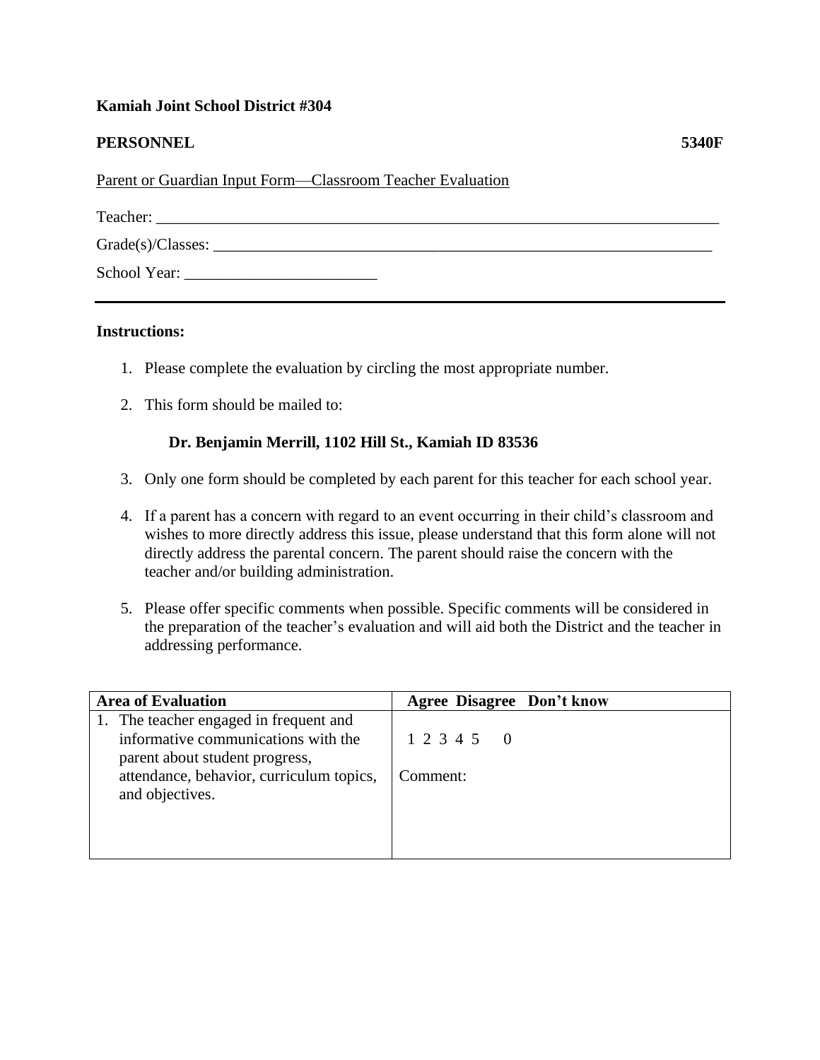**Kamiah Joint School District #304**

**PERSONNEL** **5340F**

Parent or Guardian Input Form—Classroom Teacher Evaluation

Teacher: ___________________________________________________________________________

Grade(s)/Classes: ____________________________________________________________________

School Year: _________________________

---

**Instructions:**

1. Please complete the evaluation by circling the most appropriate number.
2. This form should be mailed to:

   **Dr. Benjamin Merrill, 1102 Hill St., Kamiah ID 83536**

3. Only one form should be completed by each parent for this teacher for each school year.
4. If a parent has a concern with regard to an event occurring in their child's classroom and wishes to more directly address this issue, please understand that this form alone will not directly address the parental concern. The parent should raise the concern with the teacher and/or building administration.
5. Please offer specific comments when possible. Specific comments will be considered in the preparation of the teacher's evaluation and will aid both the District and the teacher in addressing performance.

| **Area of Evaluation** | **Agree Disagree Don't know** |
|---|---|
| 1. The teacher engaged in frequent and informative communications with the parent about student progress, attendance, behavior, curriculum topics, and objectives. | 1 2 3 4 5 0<br><br>Comment: |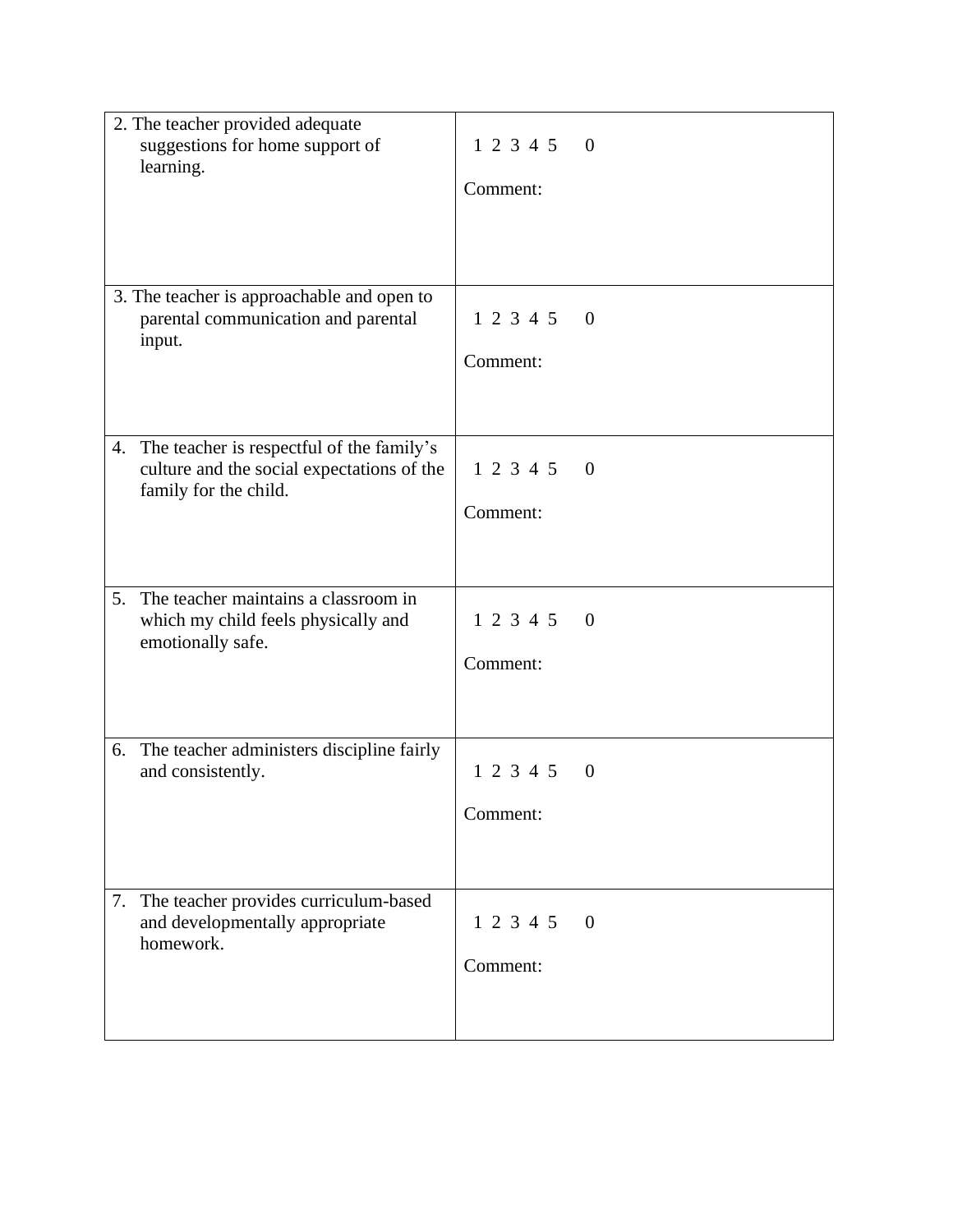| | |
|---|---|
| 2. The teacher provided adequate suggestions for home support of learning. | 1 2 3 4 5 0<br><br>Comment: |
| 3. The teacher is approachable and open to parental communication and parental input. | 1 2 3 4 5 0<br><br>Comment: |
| 4. The teacher is respectful of the family's culture and the social expectations of the family for the child. | 1 2 3 4 5 0<br><br>Comment: |
| 5. The teacher maintains a classroom in which my child feels physically and emotionally safe. | 1 2 3 4 5 0<br><br>Comment: |
| 6. The teacher administers discipline fairly and consistently. | 1 2 3 4 5 0<br><br>Comment: |
| 7. The teacher provides curriculum-based and developmentally appropriate homework. | 1 2 3 4 5 0<br><br>Comment: |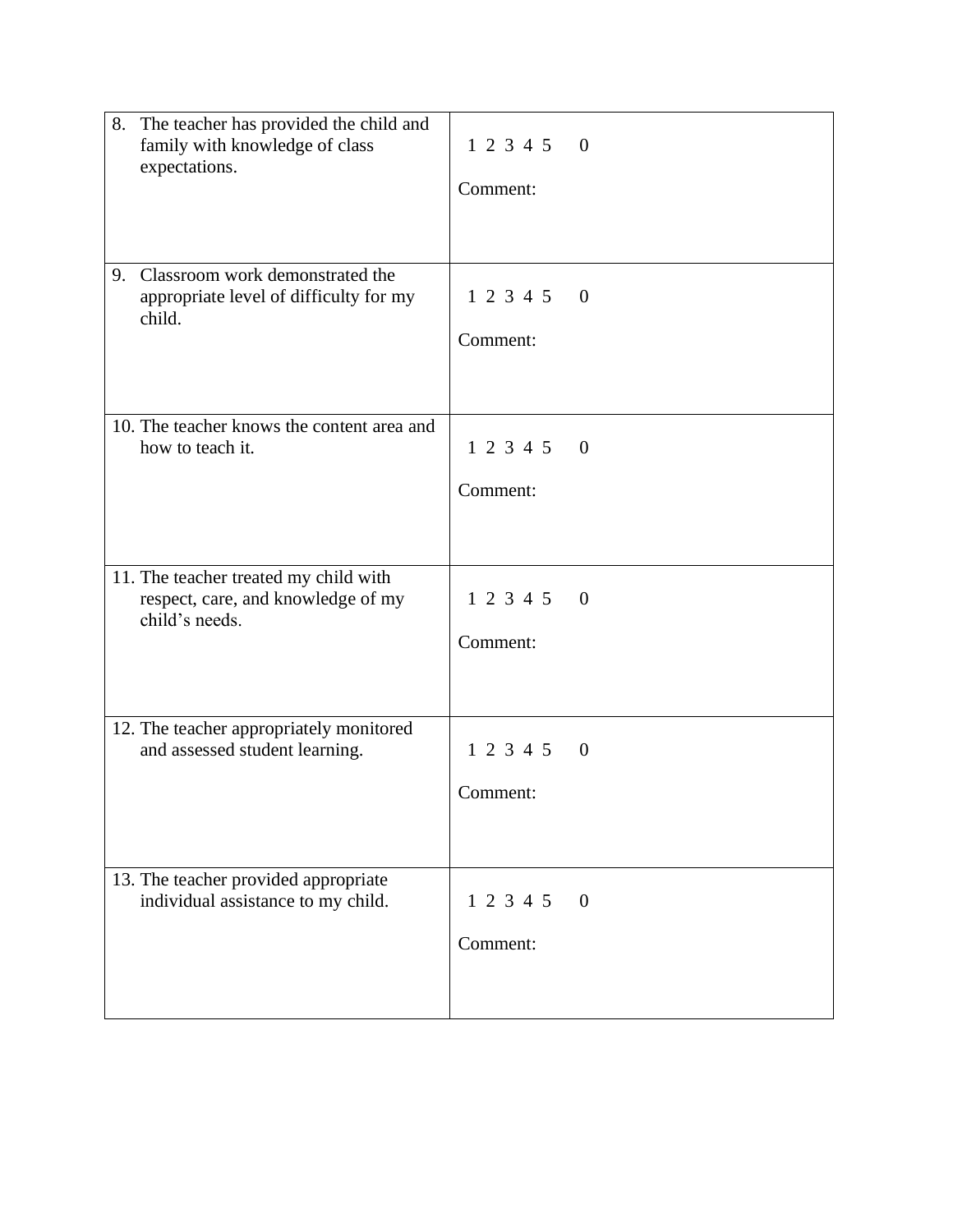| | |
|---|---|
| 8. The teacher has provided the child and family with knowledge of class expectations. | 1 2 3 4 5 0<br><br>Comment: |
| 9. Classroom work demonstrated the appropriate level of difficulty for my child. | 1 2 3 4 5 0<br><br>Comment: |
| 10. The teacher knows the content area and how to teach it. | 1 2 3 4 5 0<br><br>Comment: |
| 11. The teacher treated my child with respect, care, and knowledge of my child's needs. | 1 2 3 4 5 0<br><br>Comment: |
| 12. The teacher appropriately monitored and assessed student learning. | 1 2 3 4 5 0<br><br>Comment: |
| 13. The teacher provided appropriate individual assistance to my child. | 1 2 3 4 5 0<br><br>Comment: |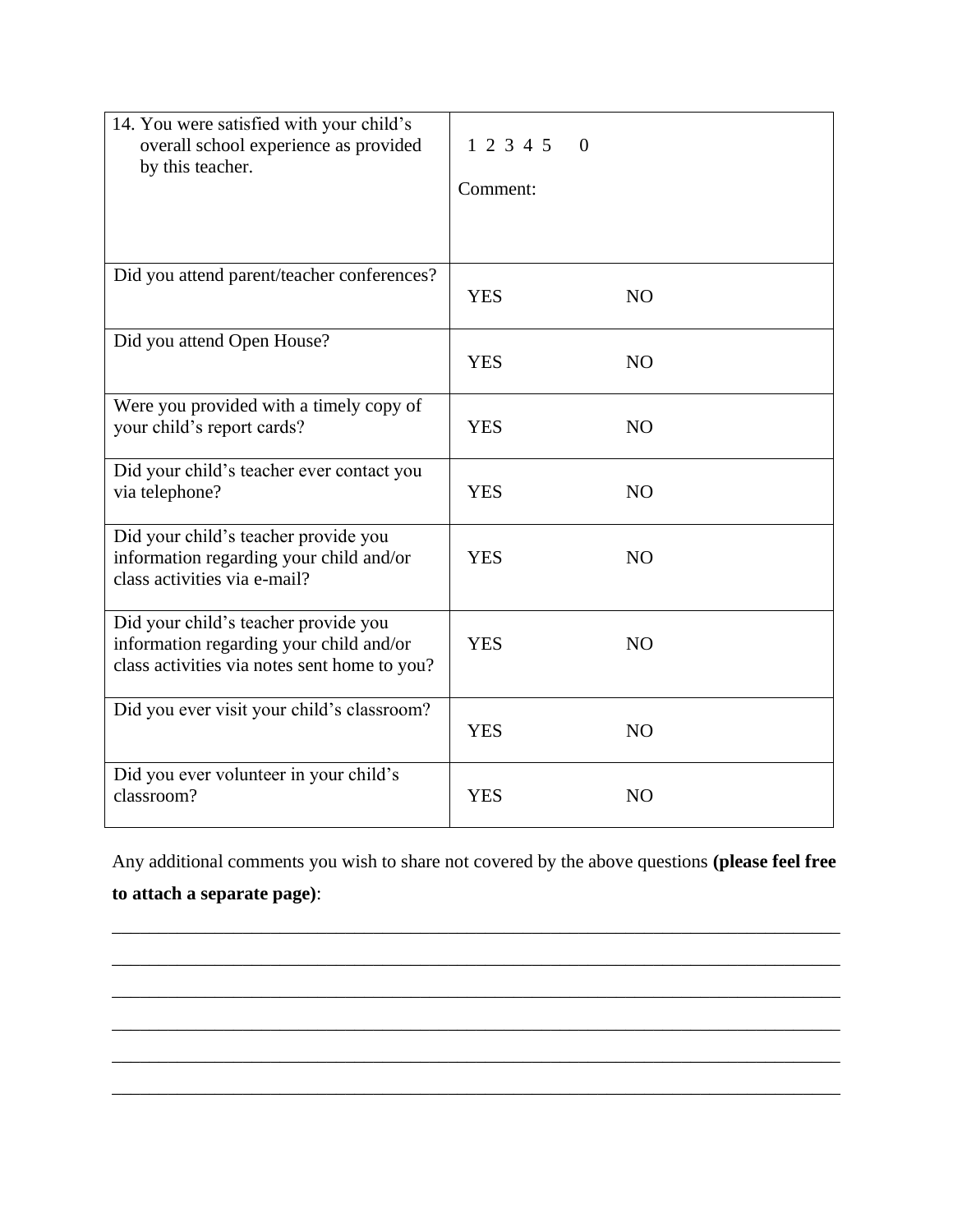| 14. You were satisfied with your child's overall school experience as provided by this teacher. | 1 2 3 4 5 0<br><br>Comment: | |
|---|---|---|
| Did you attend parent/teacher conferences? | YES | NO |
| Did you attend Open House? | YES | NO |
| Were you provided with a timely copy of your child's report cards? | YES | NO |
| Did your child's teacher ever contact you via telephone? | YES | NO |
| Did your child's teacher provide you information regarding your child and/or class activities via e-mail? | YES | NO |
| Did your child's teacher provide you information regarding your child and/or class activities via notes sent home to you? | YES | NO |
| Did you ever visit your child's classroom? | YES | NO |
| Did you ever volunteer in your child's classroom? | YES | NO |

Any additional comments you wish to share not covered by the above questions **(please feel free to attach a separate page)**:

\_\_\_\_\_\_\_\_\_\_\_\_\_\_\_\_\_\_\_\_\_\_\_\_\_\_\_\_\_\_\_\_\_\_\_\_\_\_\_\_\_\_\_\_\_\_\_\_\_\_\_\_\_\_\_\_\_\_\_\_\_\_\_\_\_\_\_\_\_\_\_\_\_\_

\_\_\_\_\_\_\_\_\_\_\_\_\_\_\_\_\_\_\_\_\_\_\_\_\_\_\_\_\_\_\_\_\_\_\_\_\_\_\_\_\_\_\_\_\_\_\_\_\_\_\_\_\_\_\_\_\_\_\_\_\_\_\_\_\_\_\_\_\_\_\_\_\_\_

\_\_\_\_\_\_\_\_\_\_\_\_\_\_\_\_\_\_\_\_\_\_\_\_\_\_\_\_\_\_\_\_\_\_\_\_\_\_\_\_\_\_\_\_\_\_\_\_\_\_\_\_\_\_\_\_\_\_\_\_\_\_\_\_\_\_\_\_\_\_\_\_\_\_

\_\_\_\_\_\_\_\_\_\_\_\_\_\_\_\_\_\_\_\_\_\_\_\_\_\_\_\_\_\_\_\_\_\_\_\_\_\_\_\_\_\_\_\_\_\_\_\_\_\_\_\_\_\_\_\_\_\_\_\_\_\_\_\_\_\_\_\_\_\_\_\_\_\_

\_\_\_\_\_\_\_\_\_\_\_\_\_\_\_\_\_\_\_\_\_\_\_\_\_\_\_\_\_\_\_\_\_\_\_\_\_\_\_\_\_\_\_\_\_\_\_\_\_\_\_\_\_\_\_\_\_\_\_\_\_\_\_\_\_\_\_\_\_\_\_\_\_\_

\_\_\_\_\_\_\_\_\_\_\_\_\_\_\_\_\_\_\_\_\_\_\_\_\_\_\_\_\_\_\_\_\_\_\_\_\_\_\_\_\_\_\_\_\_\_\_\_\_\_\_\_\_\_\_\_\_\_\_\_\_\_\_\_\_\_\_\_\_\_\_\_\_\_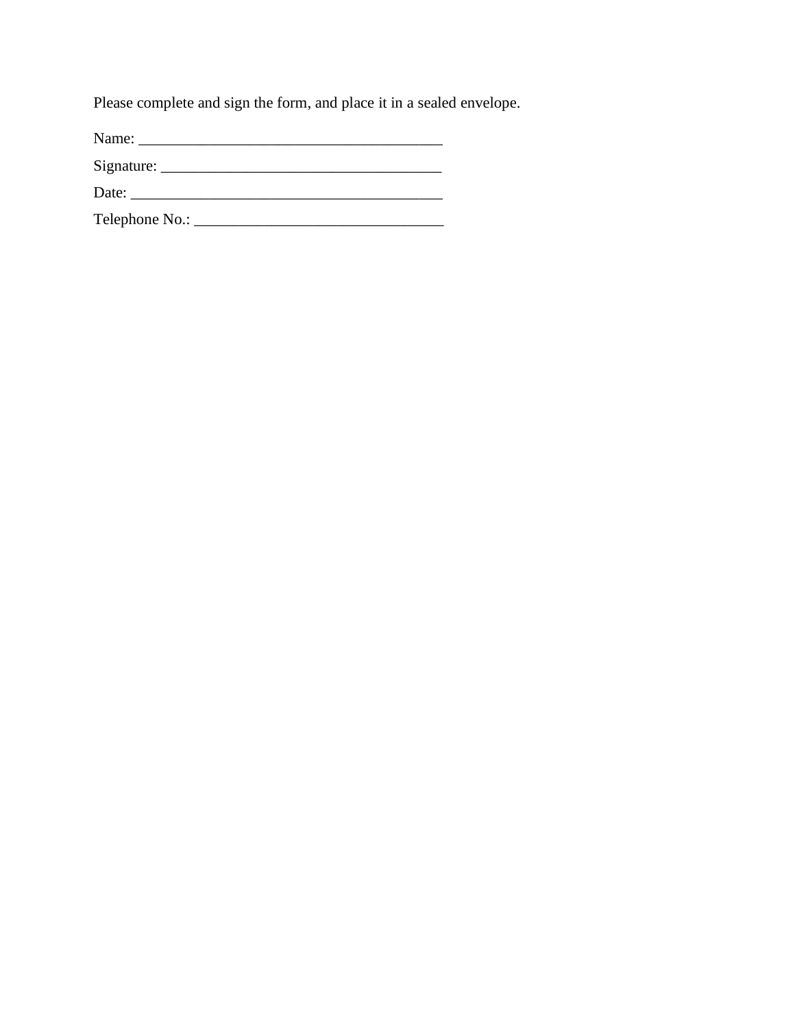Please complete and sign the form, and place it in a sealed envelope.

Name: _______________________________________

Signature: ____________________________________

Date: ________________________________________

Telephone No.: ________________________________